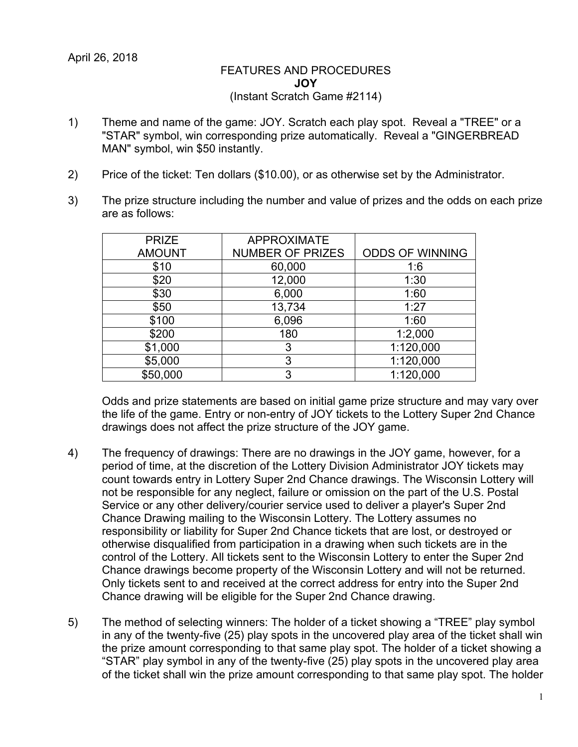April 26, 2018

FEATURES AND PROCEDURES
**JOY**
(Instant Scratch Game #2114)

1) Theme and name of the game: JOY. Scratch each play spot. Reveal a "TREE" or a "STAR" symbol, win corresponding prize automatically. Reveal a "GINGERBREAD MAN" symbol, win $50 instantly.

2) Price of the ticket: Ten dollars ($10.00), or as otherwise set by the Administrator.

3) The prize structure including the number and value of prizes and the odds on each prize are as follows:

| PRIZE AMOUNT | APPROXIMATE NUMBER OF PRIZES | ODDS OF WINNING |
|---|---|---|
| $10 | 60,000 | 1:6 |
| $20 | 12,000 | 1:30 |
| $30 | 6,000 | 1:60 |
| $50 | 13,734 | 1:27 |
| $100 | 6,096 | 1:60 |
| $200 | 180 | 1:2,000 |
| $1,000 | 3 | 1:120,000 |
| $5,000 | 3 | 1:120,000 |
| $50,000 | 3 | 1:120,000 |

Odds and prize statements are based on initial game prize structure and may vary over the life of the game. Entry or non-entry of JOY tickets to the Lottery Super 2nd Chance drawings does not affect the prize structure of the JOY game.

4) The frequency of drawings: There are no drawings in the JOY game, however, for a period of time, at the discretion of the Lottery Division Administrator JOY tickets may count towards entry in Lottery Super 2nd Chance drawings. The Wisconsin Lottery will not be responsible for any neglect, failure or omission on the part of the U.S. Postal Service or any other delivery/courier service used to deliver a player's Super 2nd Chance Drawing mailing to the Wisconsin Lottery. The Lottery assumes no responsibility or liability for Super 2nd Chance tickets that are lost, or destroyed or otherwise disqualified from participation in a drawing when such tickets are in the control of the Lottery. All tickets sent to the Wisconsin Lottery to enter the Super 2nd Chance drawings become property of the Wisconsin Lottery and will not be returned. Only tickets sent to and received at the correct address for entry into the Super 2nd Chance drawing will be eligible for the Super 2nd Chance drawing.

5) The method of selecting winners: The holder of a ticket showing a "TREE" play symbol in any of the twenty-five (25) play spots in the uncovered play area of the ticket shall win the prize amount corresponding to that same play spot. The holder of a ticket showing a "STAR" play symbol in any of the twenty-five (25) play spots in the uncovered play area of the ticket shall win the prize amount corresponding to that same play spot. The holder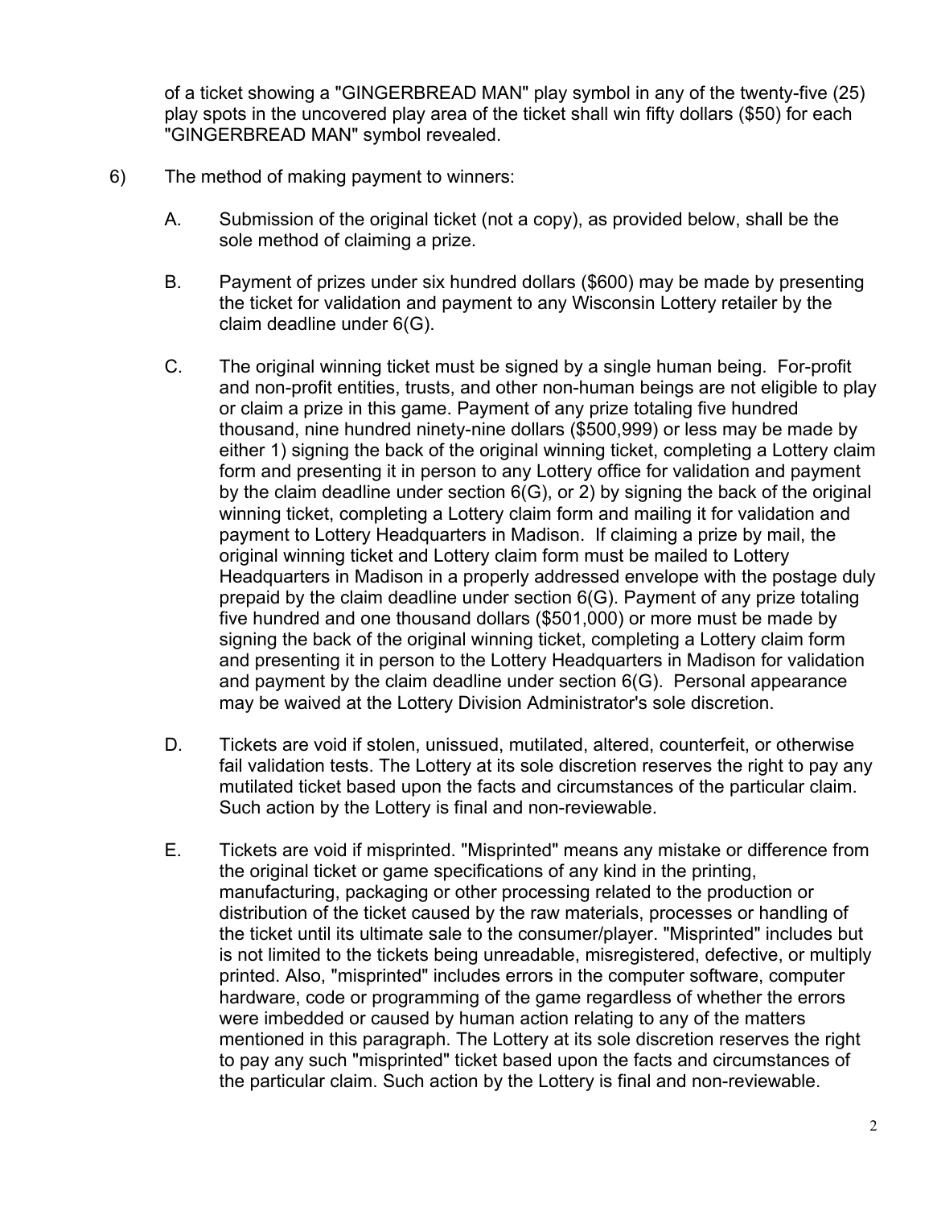of a ticket showing a "GINGERBREAD MAN" play symbol in any of the twenty-five (25) play spots in the uncovered play area of the ticket shall win fifty dollars ($50) for each "GINGERBREAD MAN" symbol revealed.

6) The method of making payment to winners:

   A. Submission of the original ticket (not a copy), as provided below, shall be the sole method of claiming a prize.

   B. Payment of prizes under six hundred dollars ($600) may be made by presenting the ticket for validation and payment to any Wisconsin Lottery retailer by the claim deadline under 6(G).

   C. The original winning ticket must be signed by a single human being. For-profit and non-profit entities, trusts, and other non-human beings are not eligible to play or claim a prize in this game. Payment of any prize totaling five hundred thousand, nine hundred ninety-nine dollars ($500,999) or less may be made by either 1) signing the back of the original winning ticket, completing a Lottery claim form and presenting it in person to any Lottery office for validation and payment by the claim deadline under section 6(G), or 2) by signing the back of the original winning ticket, completing a Lottery claim form and mailing it for validation and payment to Lottery Headquarters in Madison. If claiming a prize by mail, the original winning ticket and Lottery claim form must be mailed to Lottery Headquarters in Madison in a properly addressed envelope with the postage duly prepaid by the claim deadline under section 6(G). Payment of any prize totaling five hundred and one thousand dollars ($501,000) or more must be made by signing the back of the original winning ticket, completing a Lottery claim form and presenting it in person to the Lottery Headquarters in Madison for validation and payment by the claim deadline under section 6(G). Personal appearance may be waived at the Lottery Division Administrator's sole discretion.

   D. Tickets are void if stolen, unissued, mutilated, altered, counterfeit, or otherwise fail validation tests. The Lottery at its sole discretion reserves the right to pay any mutilated ticket based upon the facts and circumstances of the particular claim. Such action by the Lottery is final and non-reviewable.

   E. Tickets are void if misprinted. "Misprinted" means any mistake or difference from the original ticket or game specifications of any kind in the printing, manufacturing, packaging or other processing related to the production or distribution of the ticket caused by the raw materials, processes or handling of the ticket until its ultimate sale to the consumer/player. "Misprinted" includes but is not limited to the tickets being unreadable, misregistered, defective, or multiply printed. Also, "misprinted" includes errors in the computer software, computer hardware, code or programming of the game regardless of whether the errors were imbedded or caused by human action relating to any of the matters mentioned in this paragraph. The Lottery at its sole discretion reserves the right to pay any such "misprinted" ticket based upon the facts and circumstances of the particular claim. Such action by the Lottery is final and non-reviewable.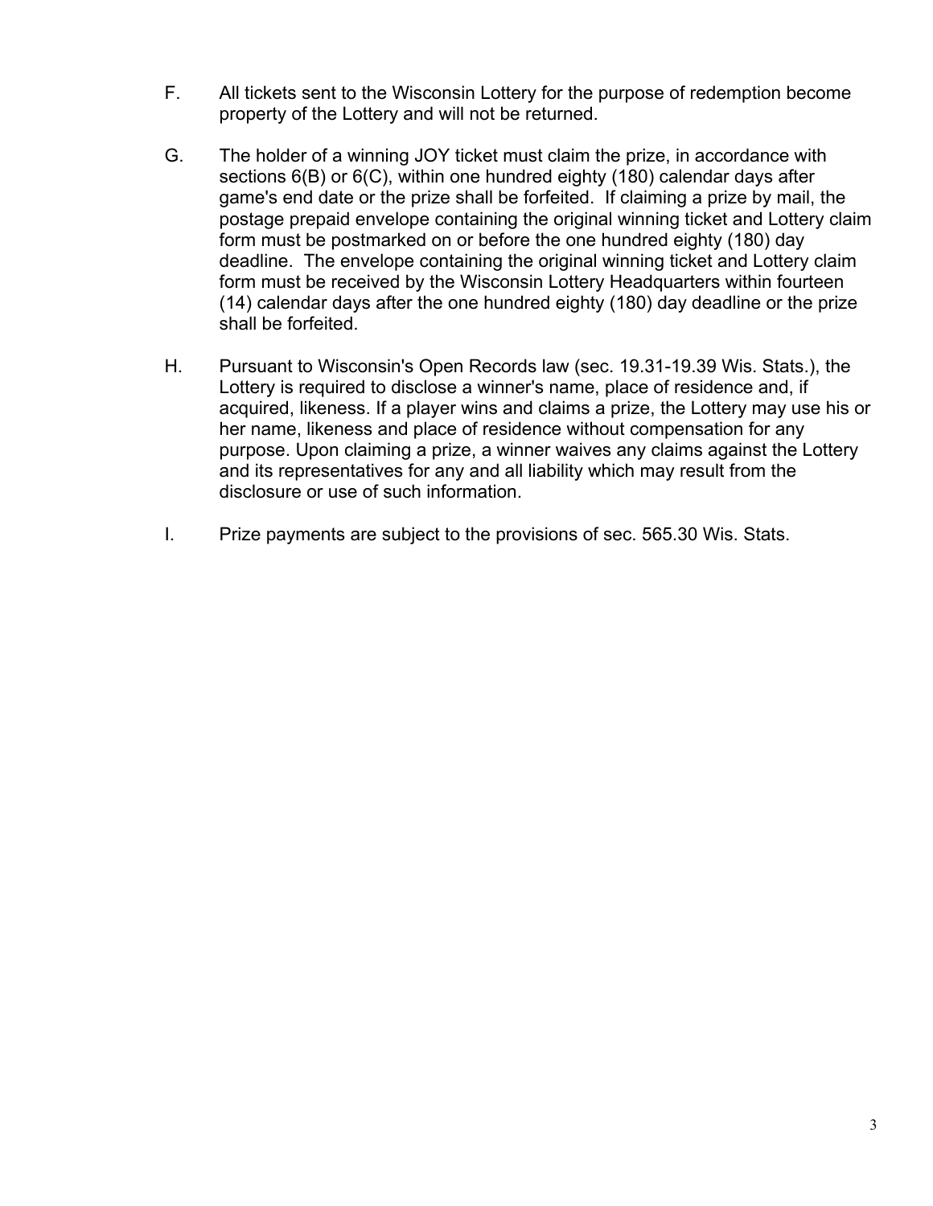F. All tickets sent to the Wisconsin Lottery for the purpose of redemption become property of the Lottery and will not be returned.

G. The holder of a winning JOY ticket must claim the prize, in accordance with sections 6(B) or 6(C), within one hundred eighty (180) calendar days after game's end date or the prize shall be forfeited. If claiming a prize by mail, the postage prepaid envelope containing the original winning ticket and Lottery claim form must be postmarked on or before the one hundred eighty (180) day deadline. The envelope containing the original winning ticket and Lottery claim form must be received by the Wisconsin Lottery Headquarters within fourteen (14) calendar days after the one hundred eighty (180) day deadline or the prize shall be forfeited.

H. Pursuant to Wisconsin's Open Records law (sec. 19.31-19.39 Wis. Stats.), the Lottery is required to disclose a winner's name, place of residence and, if acquired, likeness. If a player wins and claims a prize, the Lottery may use his or her name, likeness and place of residence without compensation for any purpose. Upon claiming a prize, a winner waives any claims against the Lottery and its representatives for any and all liability which may result from the disclosure or use of such information.

I. Prize payments are subject to the provisions of sec. 565.30 Wis. Stats.